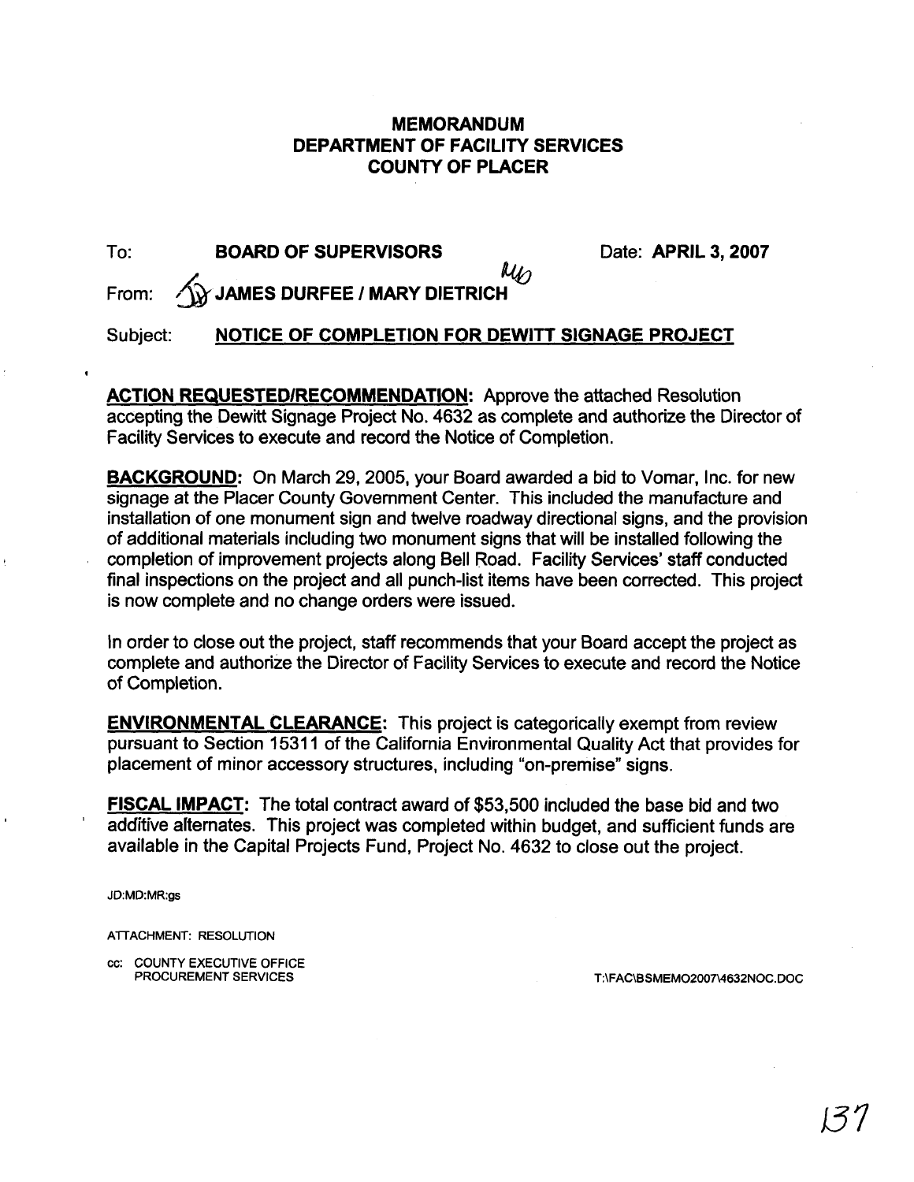# MEMORANDUM
# DEPARTMENT OF FACILITY SERVICES
# COUNTY OF PLACER

To: **BOARD OF SUPERVISORS** Date: **APRIL 3, 2007**

From: **JAMES DURFEE / MARY DIETRICH**

Subject: **NOTICE OF COMPLETION FOR DEWITT SIGNAGE PROJECT**

**ACTION REQUESTED/RECOMMENDATION:** Approve the attached Resolution accepting the Dewitt Signage Project No. 4632 as complete and authorize the Director of Facility Services to execute and record the Notice of Completion.

**BACKGROUND:** On March 29, 2005, your Board awarded a bid to Vomar, Inc. for new signage at the Placer County Government Center. This included the manufacture and installation of one monument sign and twelve roadway directional signs, and the provision of additional materials including two monument signs that will be installed following the completion of improvement projects along Bell Road. Facility Services' staff conducted final inspections on the project and all punch-list items have been corrected. This project is now complete and no change orders were issued.

In order to close out the project, staff recommends that your Board accept the project as complete and authorize the Director of Facility Services to execute and record the Notice of Completion.

**ENVIRONMENTAL CLEARANCE:** This project is categorically exempt from review pursuant to Section 15311 of the California Environmental Quality Act that provides for placement of minor accessory structures, including "on-premise" signs.

**FISCAL IMPACT:** The total contract award of $53,500 included the base bid and two additive alternates. This project was completed within budget, and sufficient funds are available in the Capital Projects Fund, Project No. 4632 to close out the project.

JD:MD:MR:gs

ATTACHMENT: RESOLUTION

cc: COUNTY EXECUTIVE OFFICE
PROCUREMENT SERVICES

T:\FAC\BSMEMO2007\4632NOC.DOC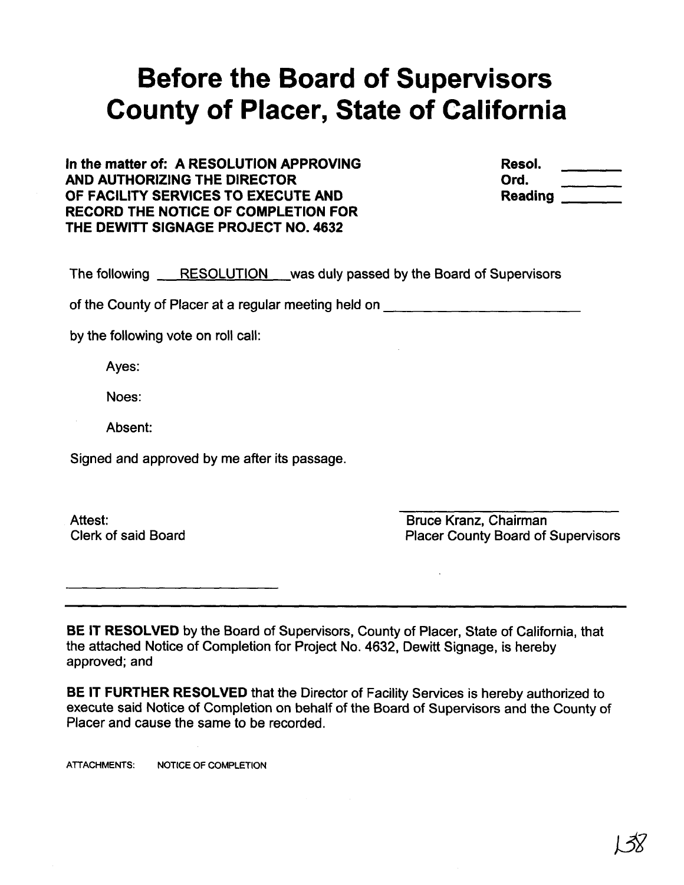# Before the Board of Supervisors County of Placer, State of California

**In the matter of: A RESOLUTION APPROVING AND AUTHORIZING THE DIRECTOR OF FACILITY SERVICES TO EXECUTE AND RECORD THE NOTICE OF COMPLETION FOR THE DEWITT SIGNAGE PROJECT NO. 4632**

**Resol.** _______
**Ord.** _______
**Reading** _______

The following RESOLUTION was duly passed by the Board of Supervisors of the County of Placer at a regular meeting held on _______________________

by the following vote on roll call:

Ayes:

Noes:

Absent:

Signed and approved by me after its passage.

Attest:
Clerk of said Board

_______________________

_______________________
Bruce Kranz, Chairman
Placer County Board of Supervisors

---

**BE IT RESOLVED** by the Board of Supervisors, County of Placer, State of California, that the attached Notice of Completion for Project No. 4632, Dewitt Signage, is hereby approved; and

**BE IT FURTHER RESOLVED** that the Director of Facility Services is hereby authorized to execute said Notice of Completion on behalf of the Board of Supervisors and the County of Placer and cause the same to be recorded.

ATTACHMENTS: NOTICE OF COMPLETION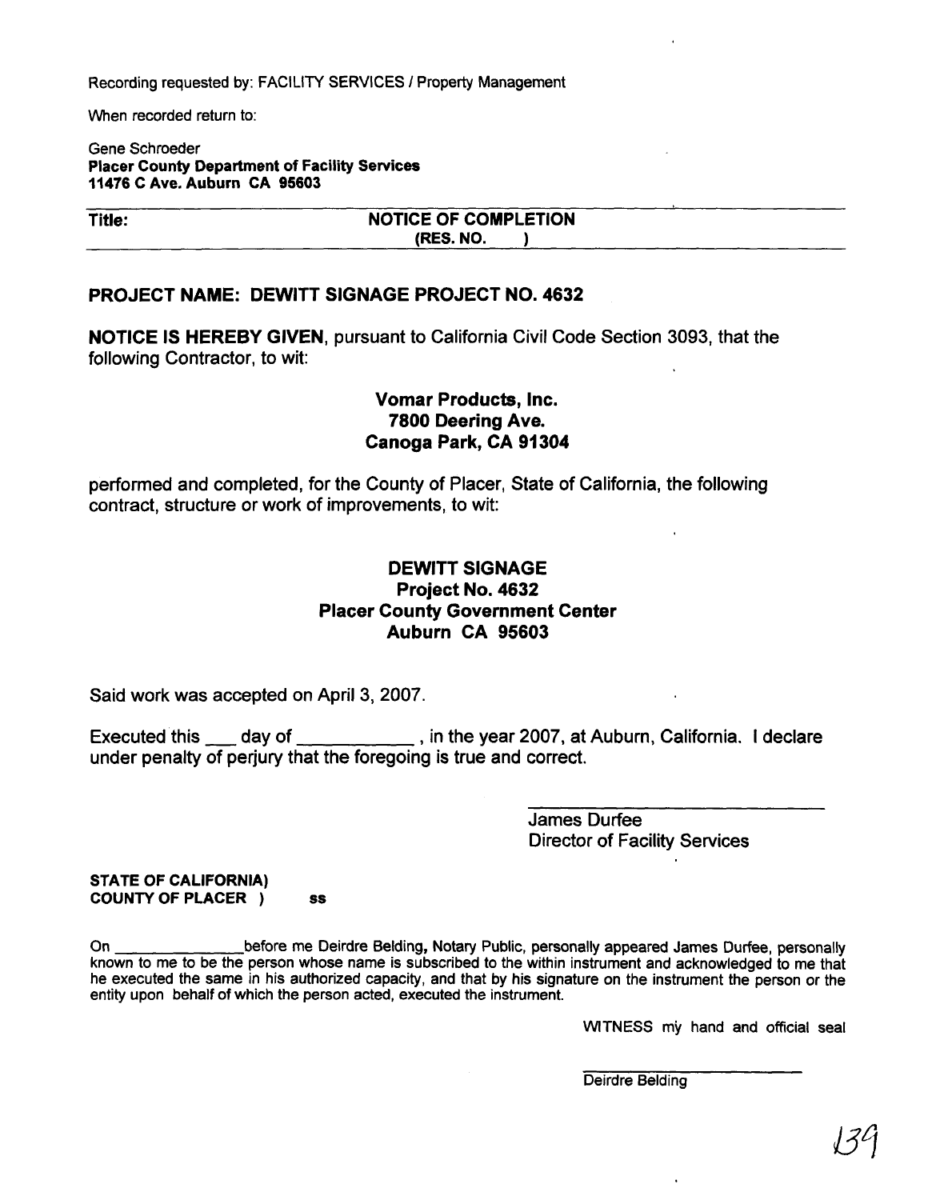Recording requested by: FACILITY SERVICES / Property Management

When recorded return to:

Gene Schroeder
**Placer County Department of Facility Services**
**11476 C Ave. Auburn CA 95603**

**Title:** **NOTICE OF COMPLETION**
**(RES. NO. )**

**PROJECT NAME: DEWITT SIGNAGE PROJECT NO. 4632**

**NOTICE IS HEREBY GIVEN**, pursuant to California Civil Code Section 3093, that the following Contractor, to wit:

**Vomar Products, Inc.**
**7800 Deering Ave.**
**Canoga Park, CA 91304**

performed and completed, for the County of Placer, State of California, the following contract, structure or work of improvements, to wit:

**DEWITT SIGNAGE**
**Project No. 4632**
**Placer County Government Center**
**Auburn CA 95603**

Said work was accepted on April 3, 2007.

Executed this ___ day of ___________ , in the year 2007, at Auburn, California. I declare under penalty of perjury that the foregoing is true and correct.

______________________________
James Durfee
Director of Facility Services

**STATE OF CALIFORNIA)**
**COUNTY OF PLACER )** **ss**

On ______________ before me Deirdre Belding, Notary Public, personally appeared James Durfee, personally known to me to be the person whose name is subscribed to the within instrument and acknowledged to me that he executed the same in his authorized capacity, and that by his signature on the instrument the person or the entity upon behalf of which the person acted, executed the instrument.

WITNESS my hand and official seal

______________________
Deirdre Belding